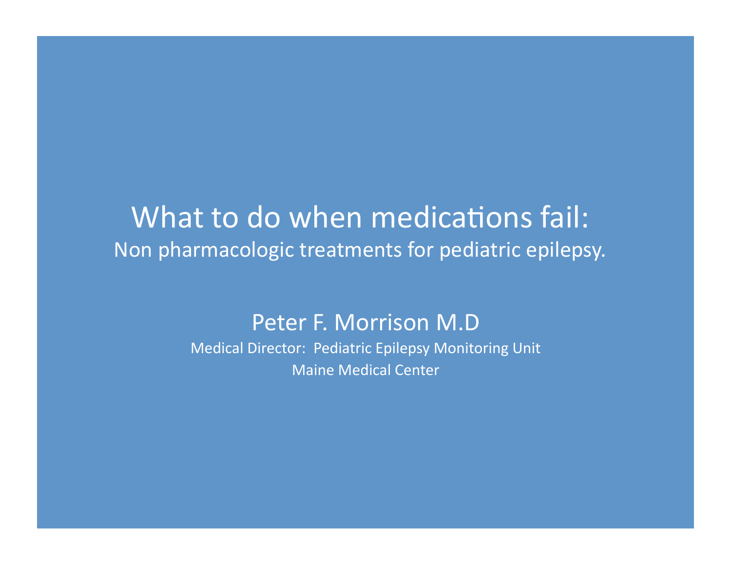# What to do when medications fail:

## Non pharmacologic treatments for pediatric epilepsy.

Peter F. Morrison M.D

Medical Director: Pediatric Epilepsy Monitoring Unit

Maine Medical Center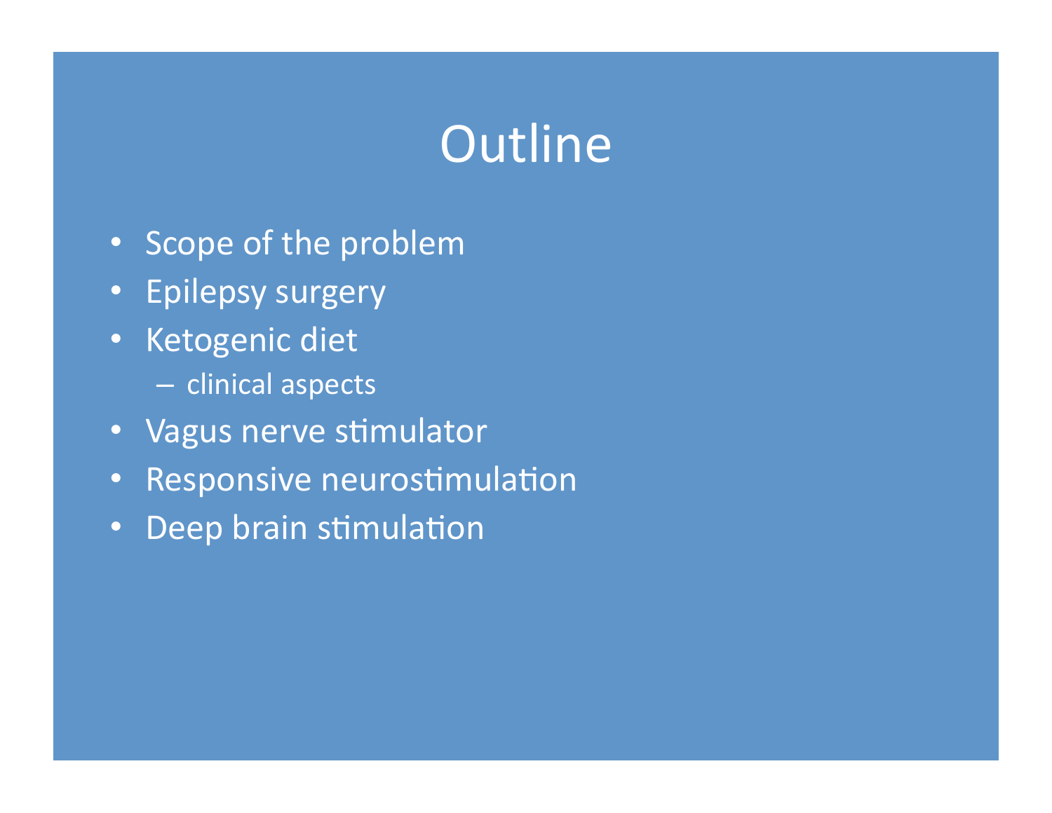# Outline

- Scope of the problem
- Epilepsy surgery
- Ketogenic diet
  - clinical aspects
- Vagus nerve stimulator
- Responsive neurostimulation
- Deep brain stimulation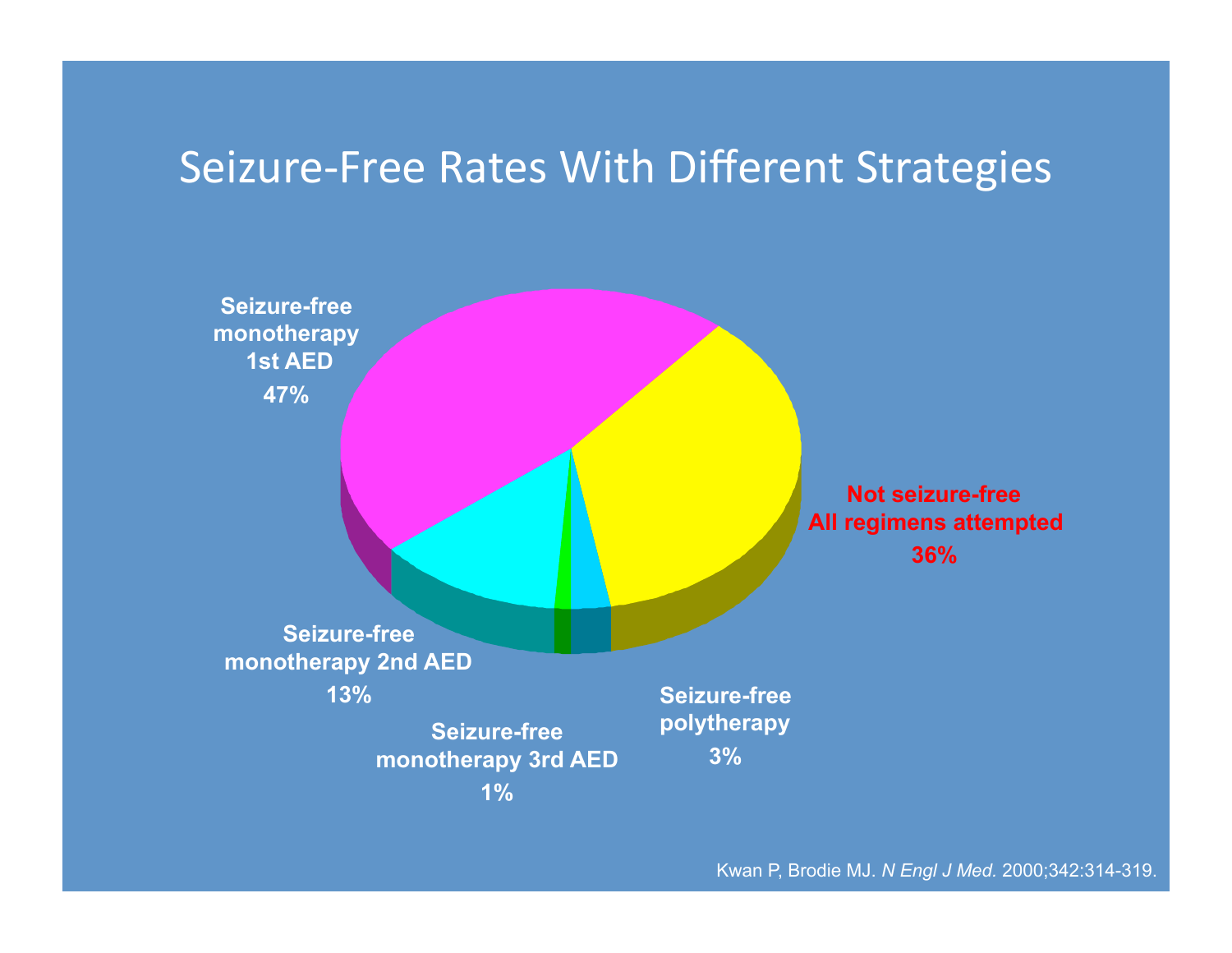# Seizure-Free Rates With Different Strategies

**Seizure-free monotherapy 1st AED 47%**

**Not seizure-free All regimens attempted 36%**

**Seizure-free monotherapy 2nd AED 13%**

**Seizure-free monotherapy 3rd AED 1%**

**Seizure-free polytherapy 3%**

Kwan P, Brodie MJ. *N Engl J Med.* 2000;342:314-319.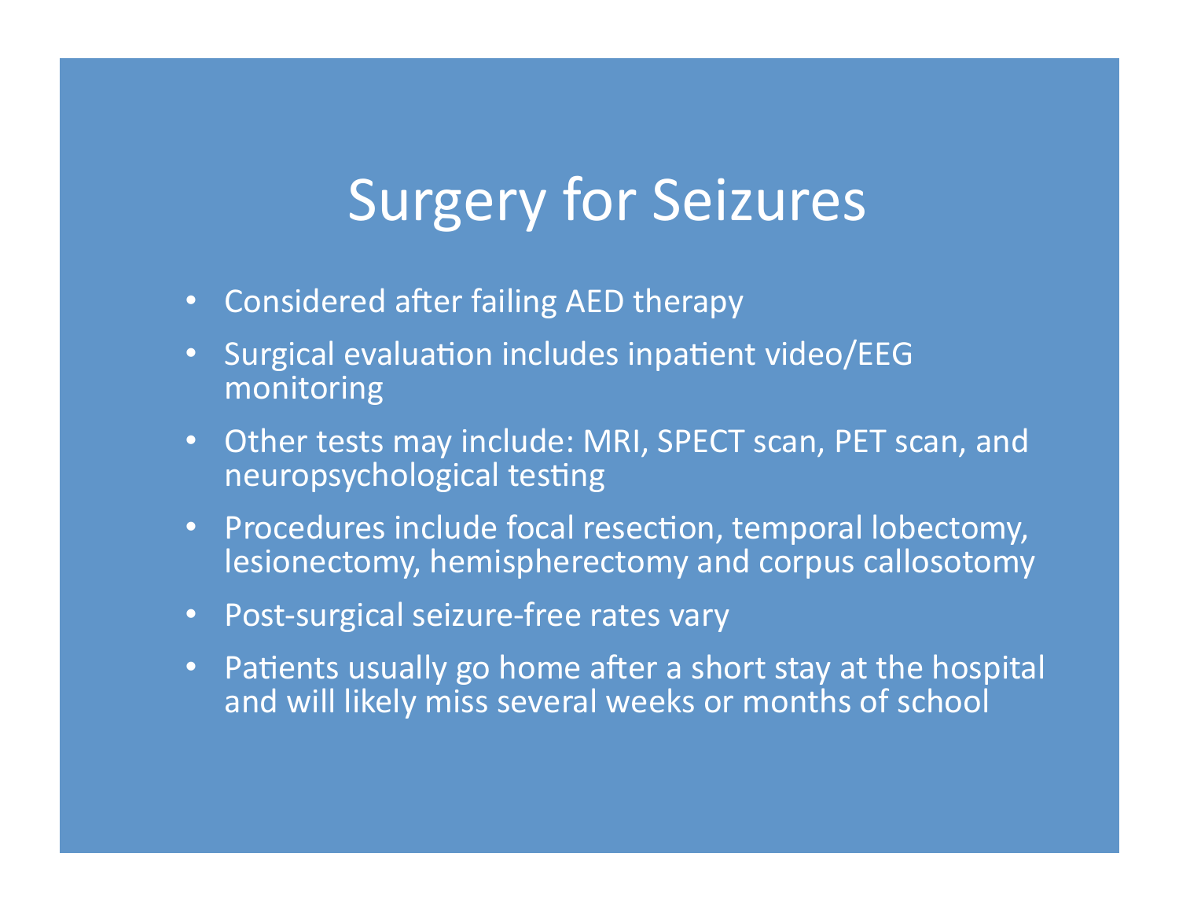# Surgery for Seizures

- Considered after failing AED therapy
- Surgical evaluation includes inpatient video/EEG monitoring
- Other tests may include: MRI, SPECT scan, PET scan, and neuropsychological testing
- Procedures include focal resection, temporal lobectomy, lesionectomy, hemispherectomy and corpus callosotomy
- Post-surgical seizure-free rates vary
- Patients usually go home after a short stay at the hospital and will likely miss several weeks or months of school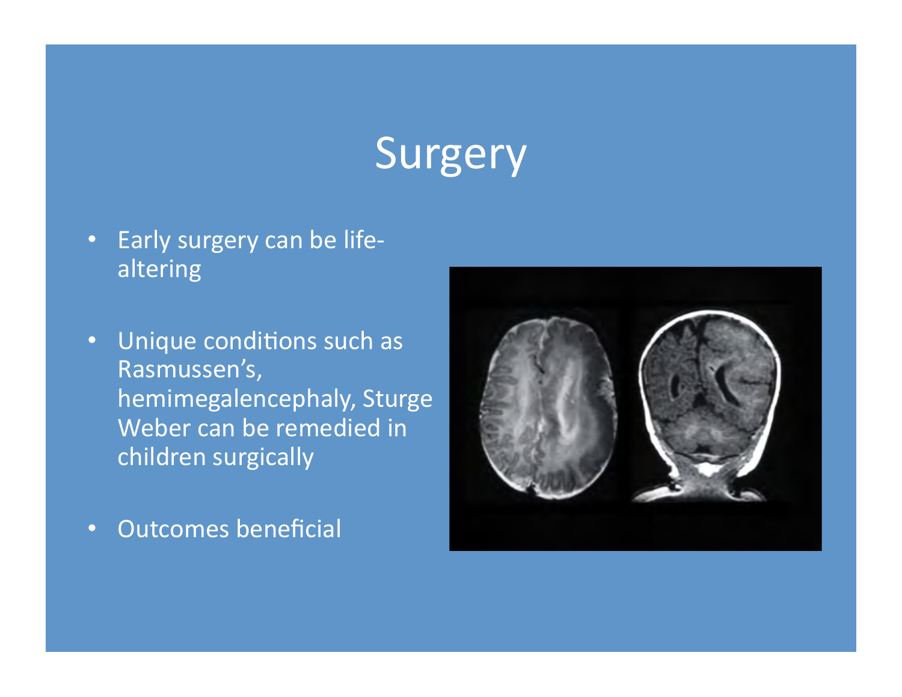# Surgery

- Early surgery can be life-altering
- Unique conditions such as Rasmussen's, hemimegalencephaly, Sturge Weber can be remedied in children surgically
- Outcomes beneficial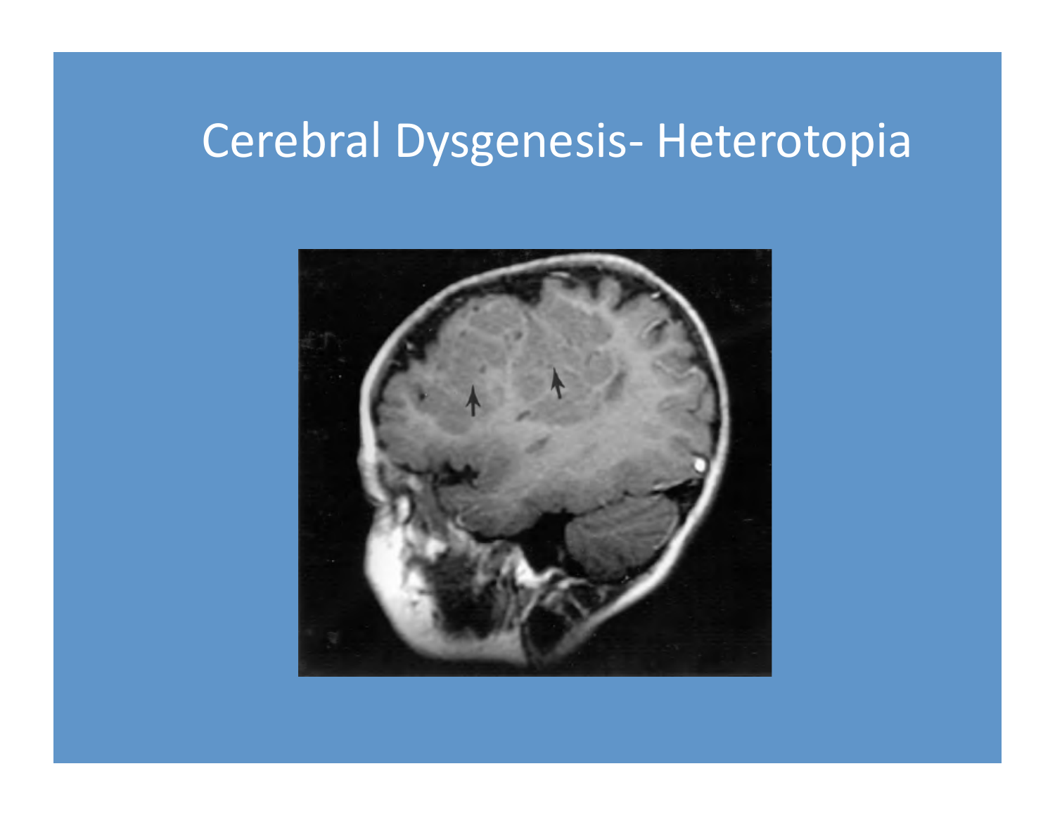# Cerebral Dysgenesis- Heterotopia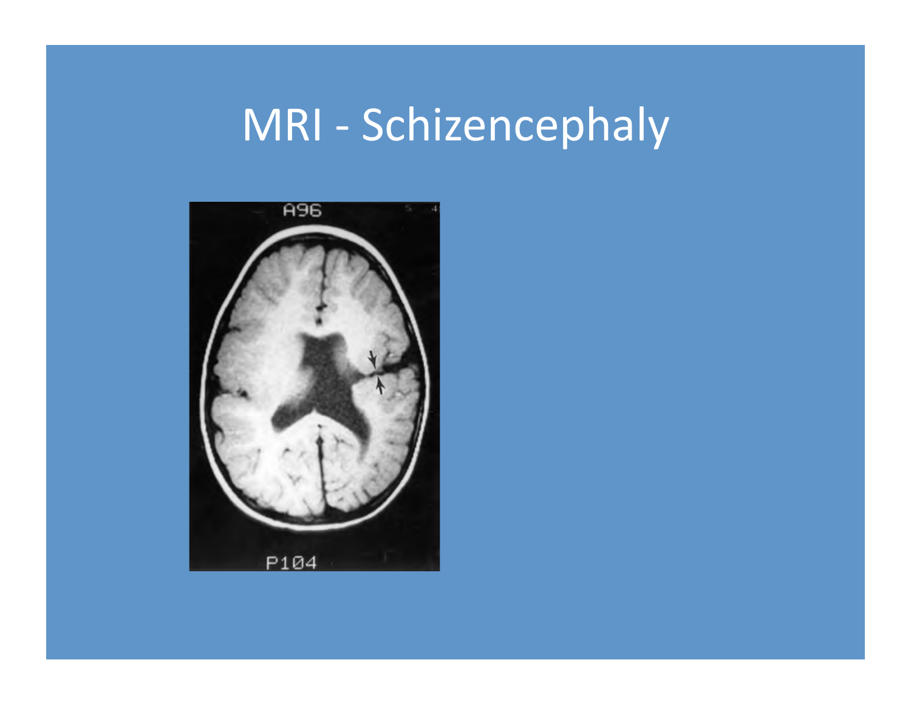# MRI - Schizencephaly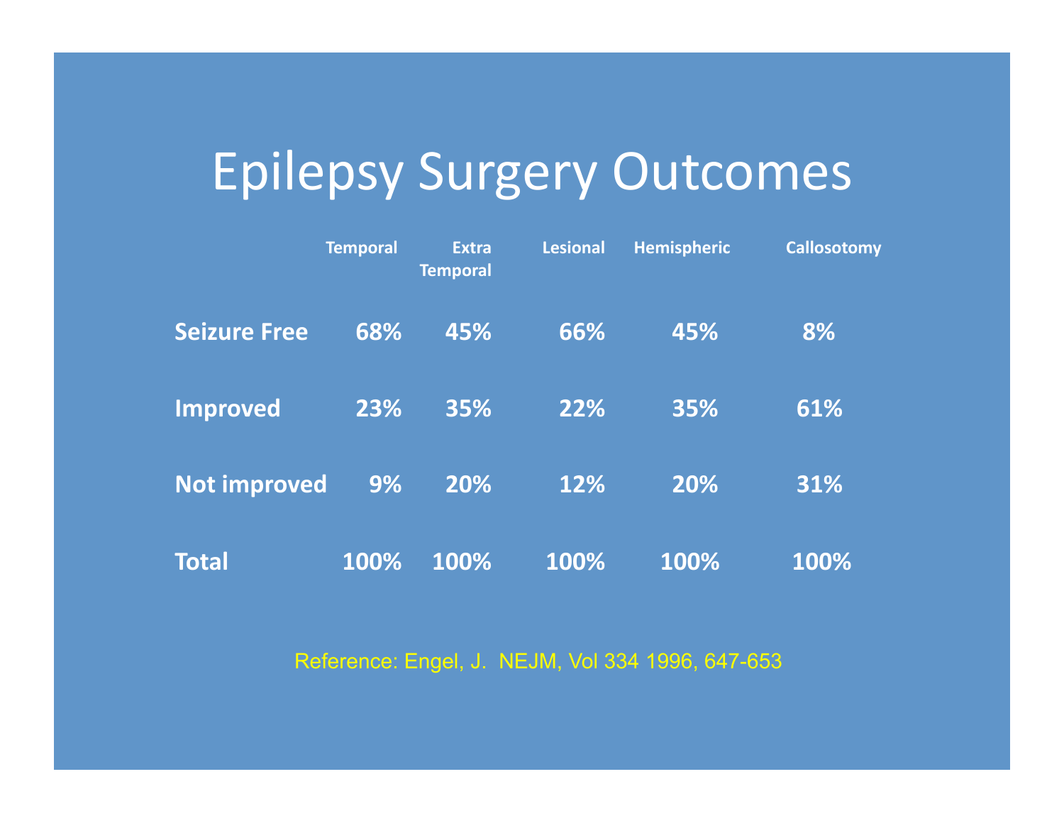# Epilepsy Surgery Outcomes

| | Temporal | Extra Temporal | Lesional | Hemispheric | Callosotomy |
|---|---|---|---|---|---|
| **Seizure Free** | 68% | 45% | 66% | 45% | 8% |
| **Improved** | 23% | 35% | 22% | 35% | 61% |
| **Not improved** | 9% | 20% | 12% | 20% | 31% |
| **Total** | 100% | 100% | 100% | 100% | 100% |

Reference: Engel, J. NEJM, Vol 334 1996, 647-653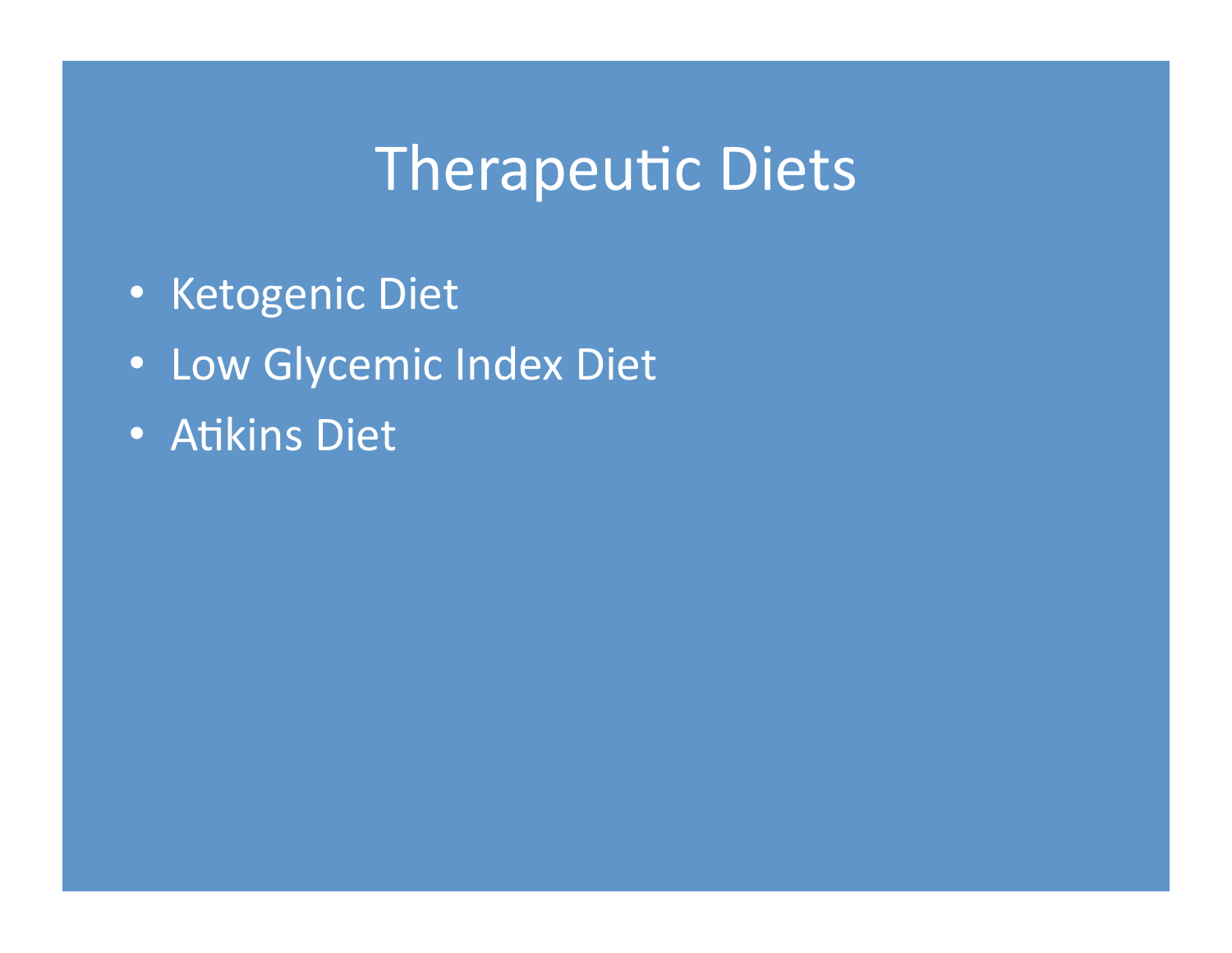# Therapeutic Diets

- Ketogenic Diet
- Low Glycemic Index Diet
- Atikins Diet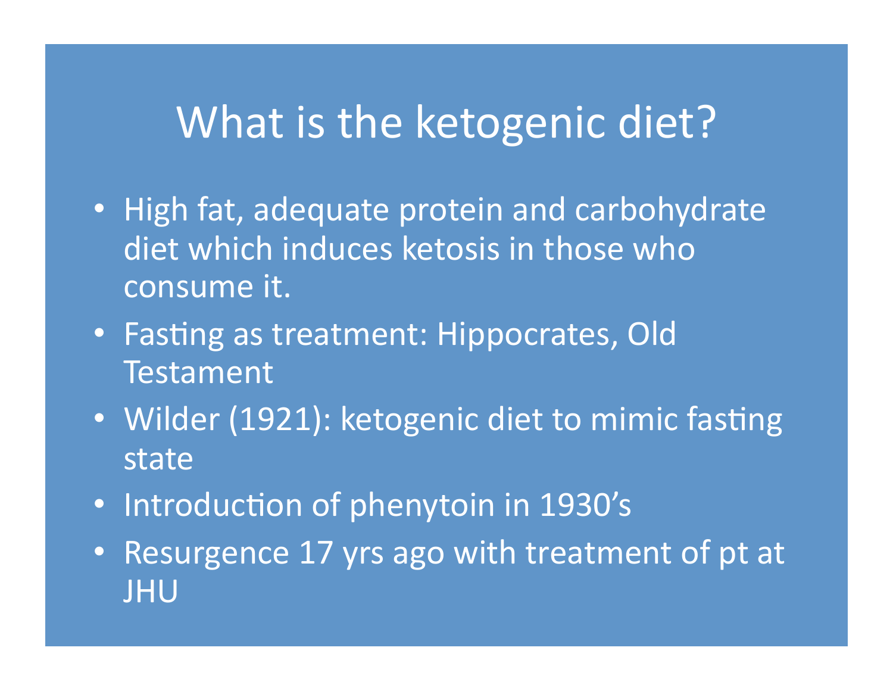# What is the ketogenic diet?

- High fat, adequate protein and carbohydrate diet which induces ketosis in those who consume it.
- Fasting as treatment: Hippocrates, Old Testament
- Wilder (1921): ketogenic diet to mimic fasting state
- Introduction of phenytoin in 1930's
- Resurgence 17 yrs ago with treatment of pt at JHU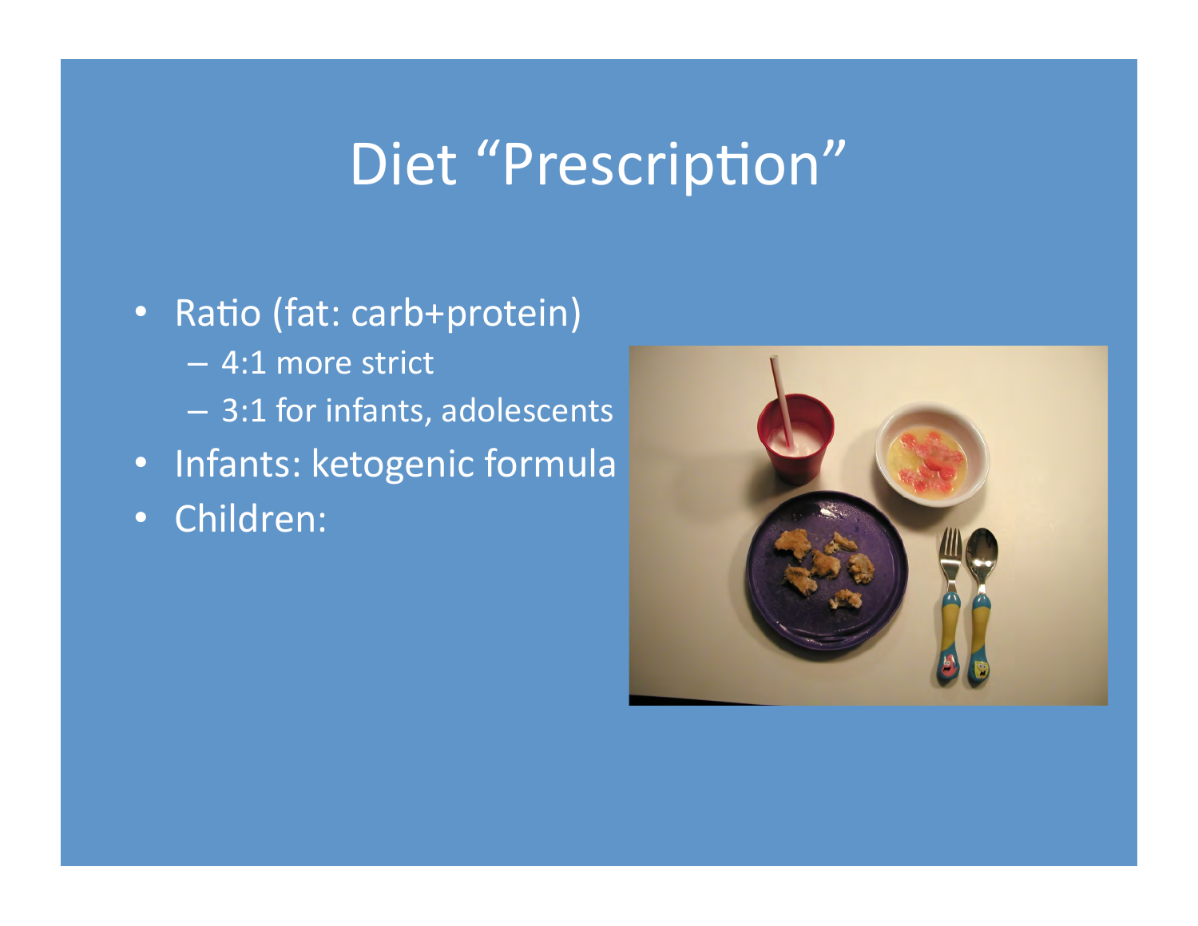# Diet "Prescription"

- Ratio (fat: carb+protein)
  - 4:1 more strict
  - 3:1 for infants, adolescents
- Infants: ketogenic formula
- Children: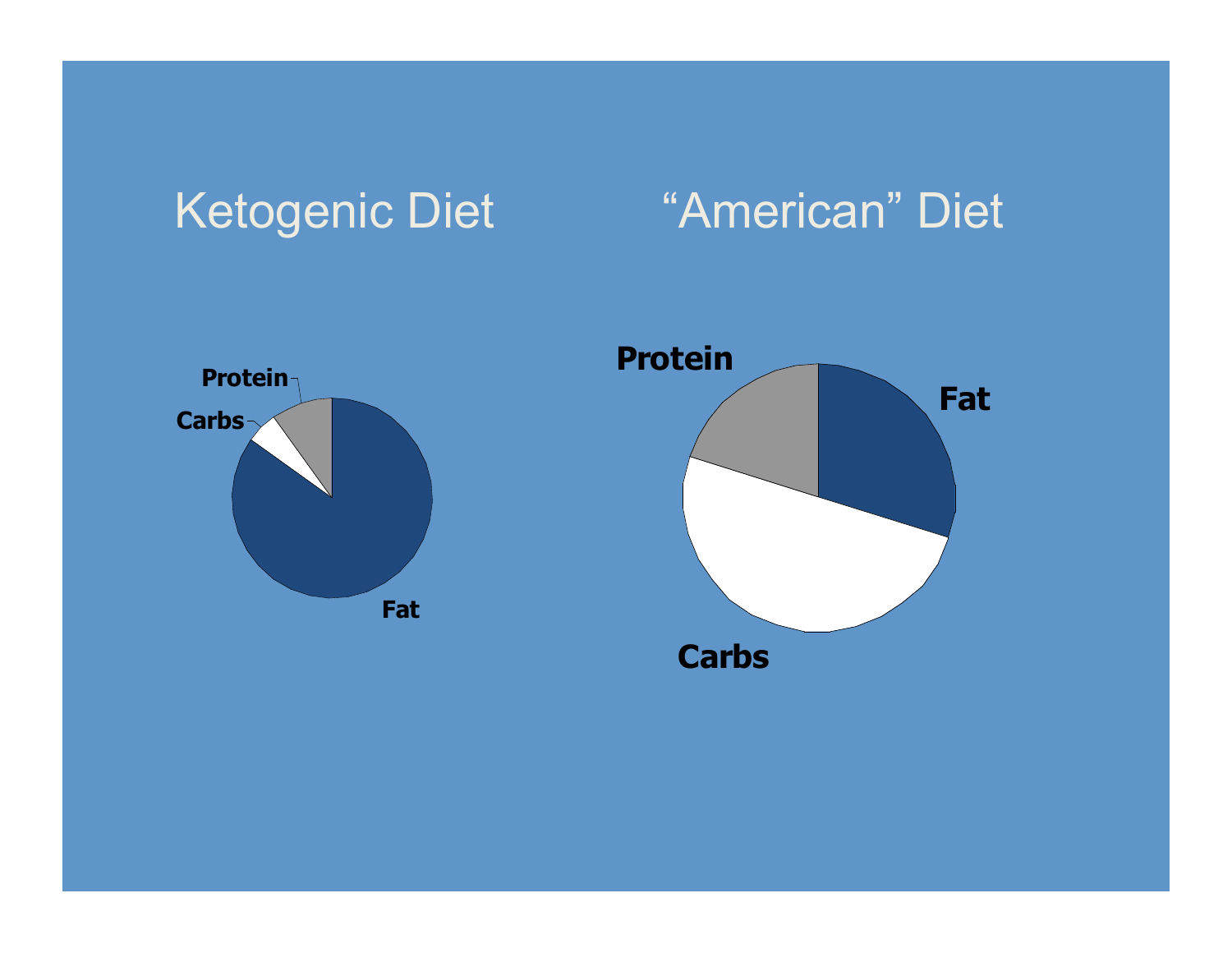Ketogenic Diet

Protein

Carbs

Fat

"American" Diet

Protein

Fat

Carbs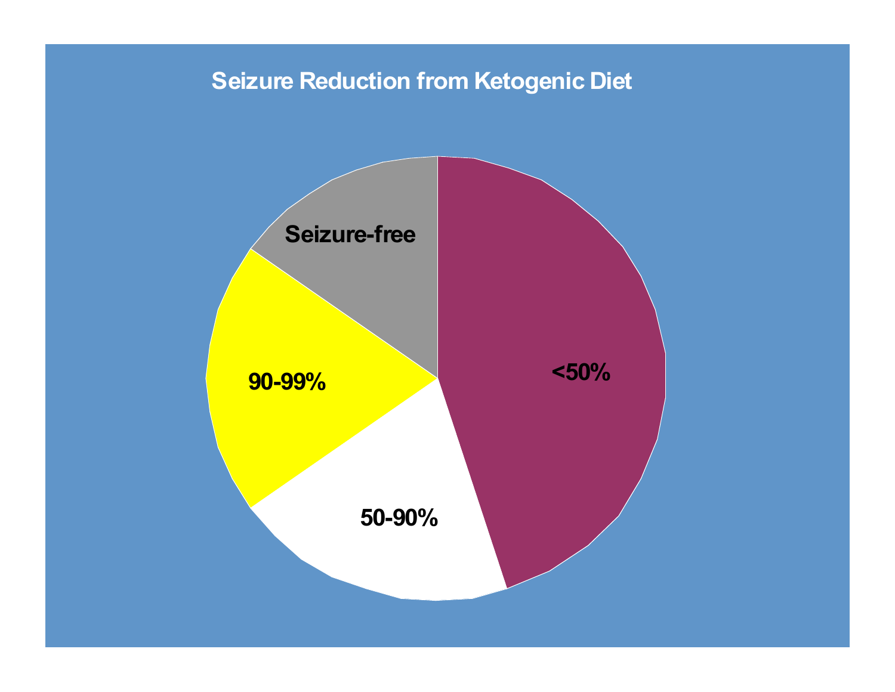## Seizure Reduction from Ketogenic Diet

Seizure-free

90-99%

50-90%

<50%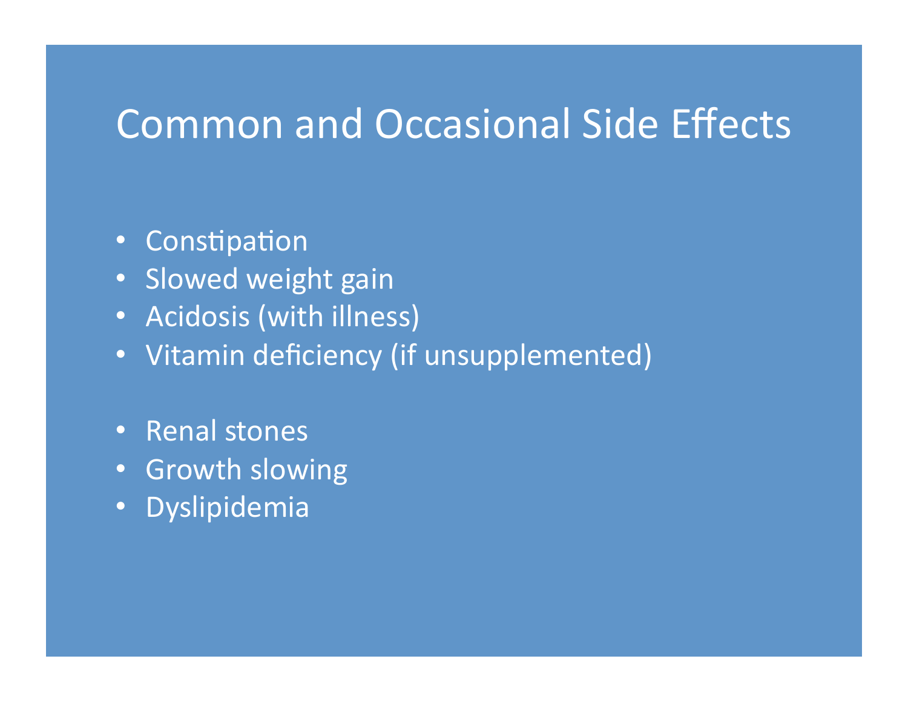# Common and Occasional Side Effects

- Constipation
- Slowed weight gain
- Acidosis (with illness)
- Vitamin deficiency (if unsupplemented)

- Renal stones
- Growth slowing
- Dyslipidemia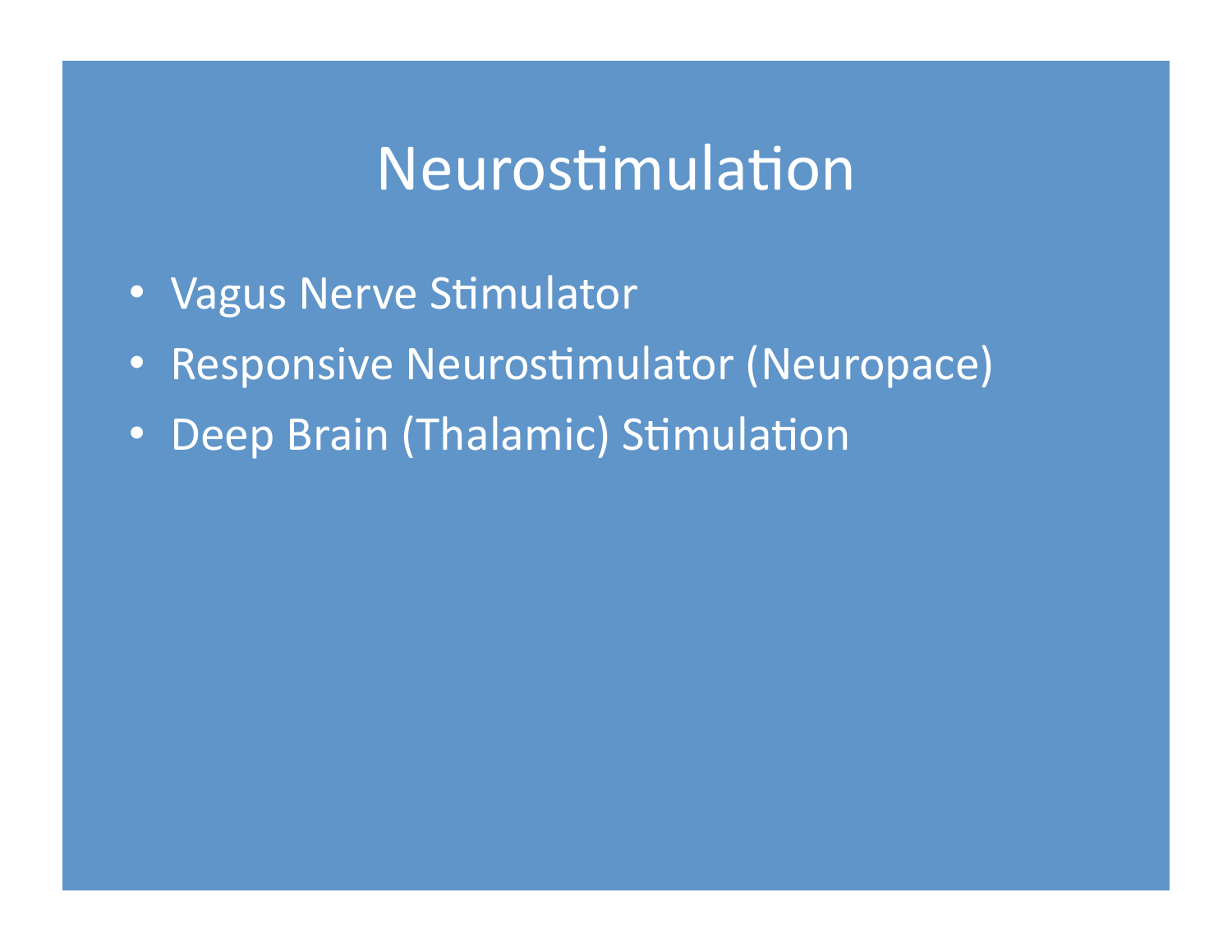# Neurostimulation

- Vagus Nerve Stimulator
- Responsive Neurostimulator (Neuropace)
- Deep Brain (Thalamic) Stimulation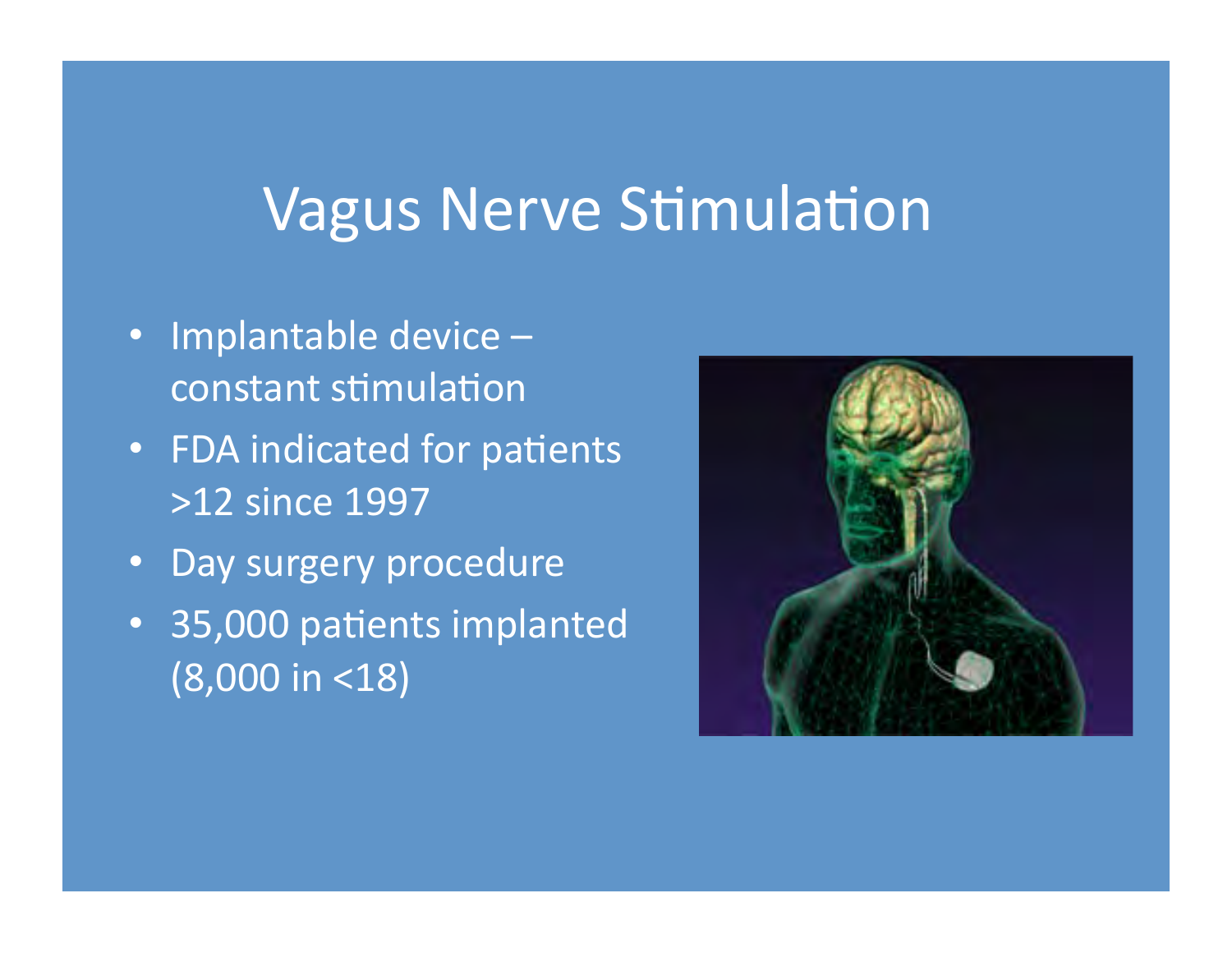# Vagus Nerve Stimulation

- Implantable device – constant stimulation
- FDA indicated for patients >12 since 1997
- Day surgery procedure
- 35,000 patients implanted (8,000 in <18)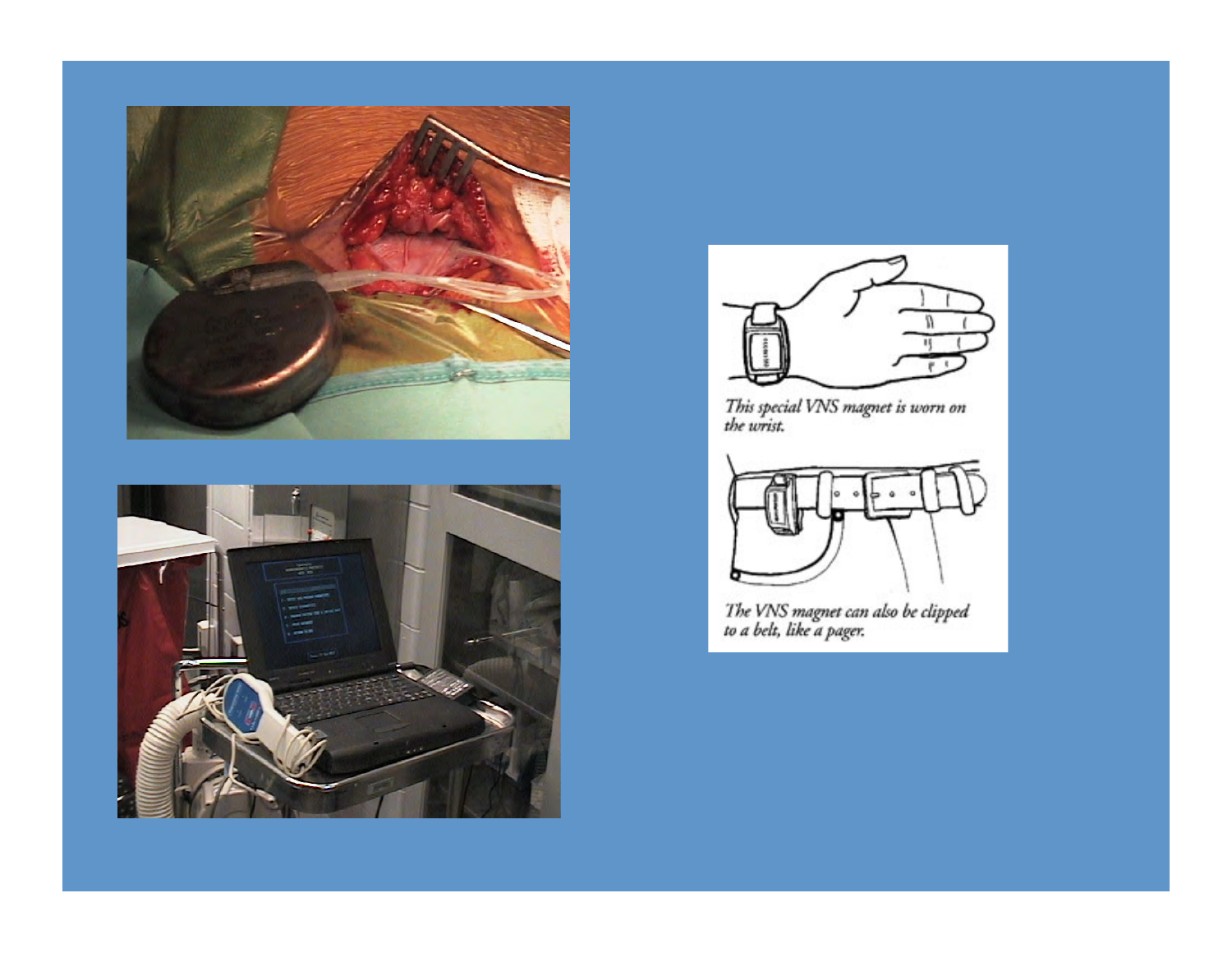This special VNS magnet is worn on the wrist.

The VNS magnet can also be clipped to a belt, like a pager.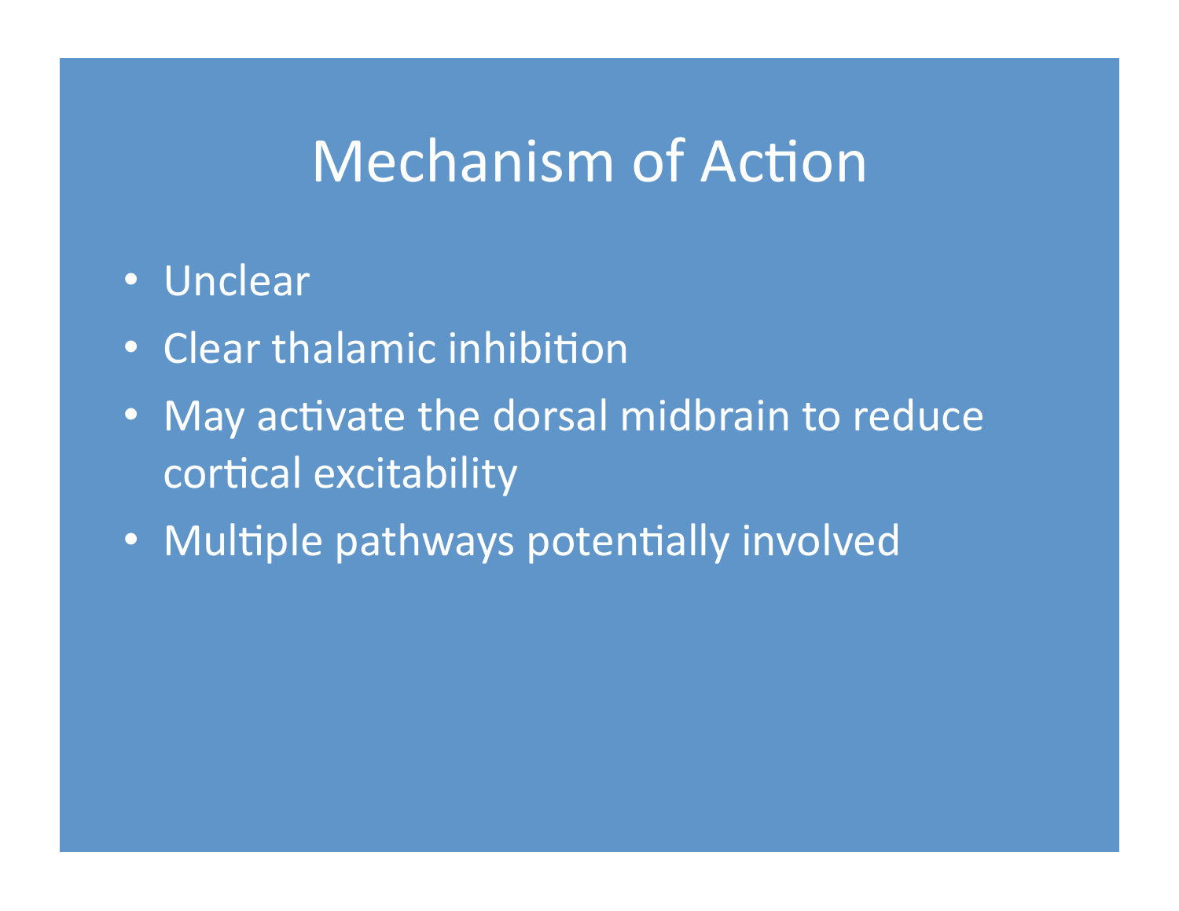# Mechanism of Action

- Unclear
- Clear thalamic inhibition
- May activate the dorsal midbrain to reduce cortical excitability
- Multiple pathways potentially involved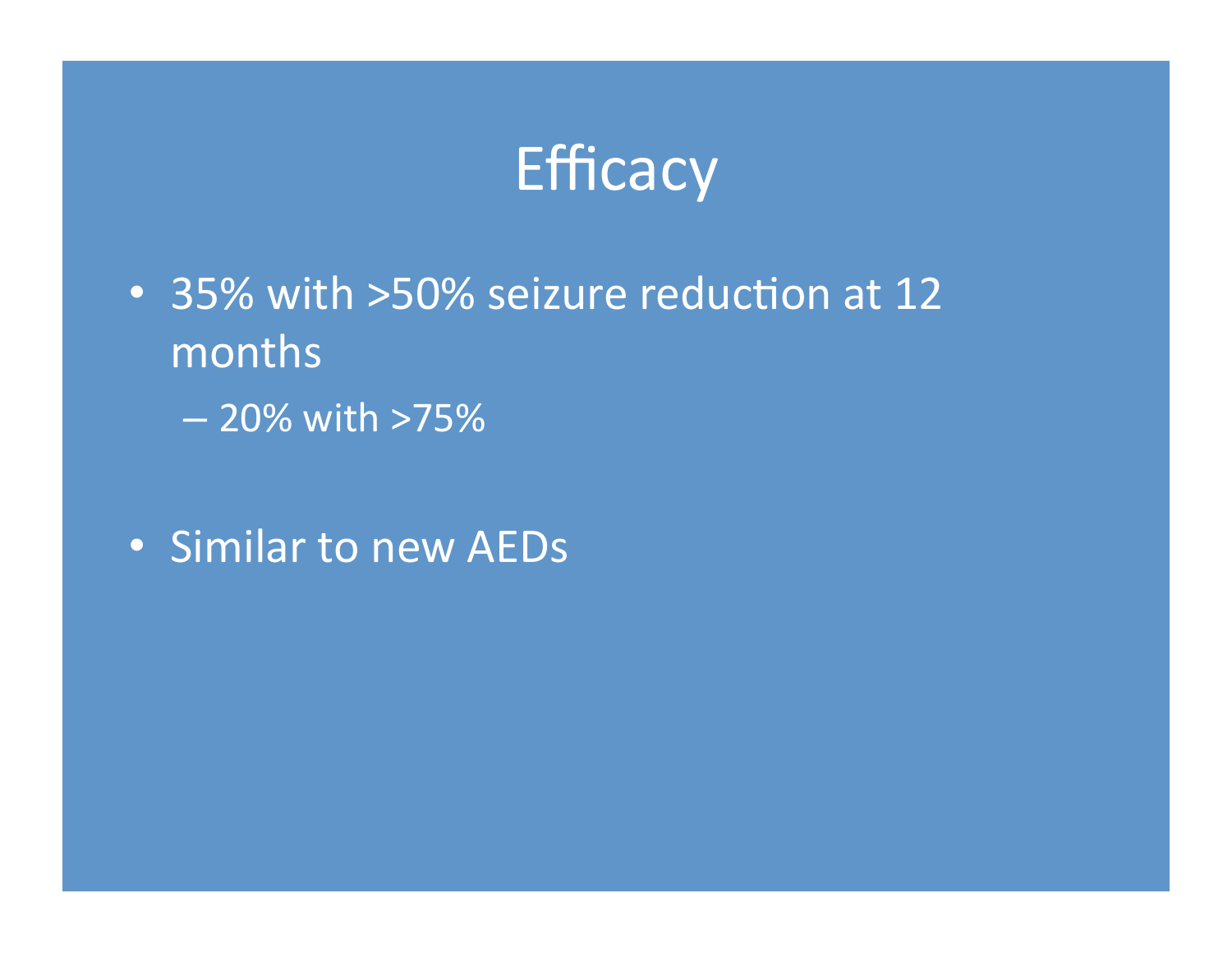# Efficacy

- 35% with >50% seizure reduction at 12 months
  - 20% with >75%

- Similar to new AEDs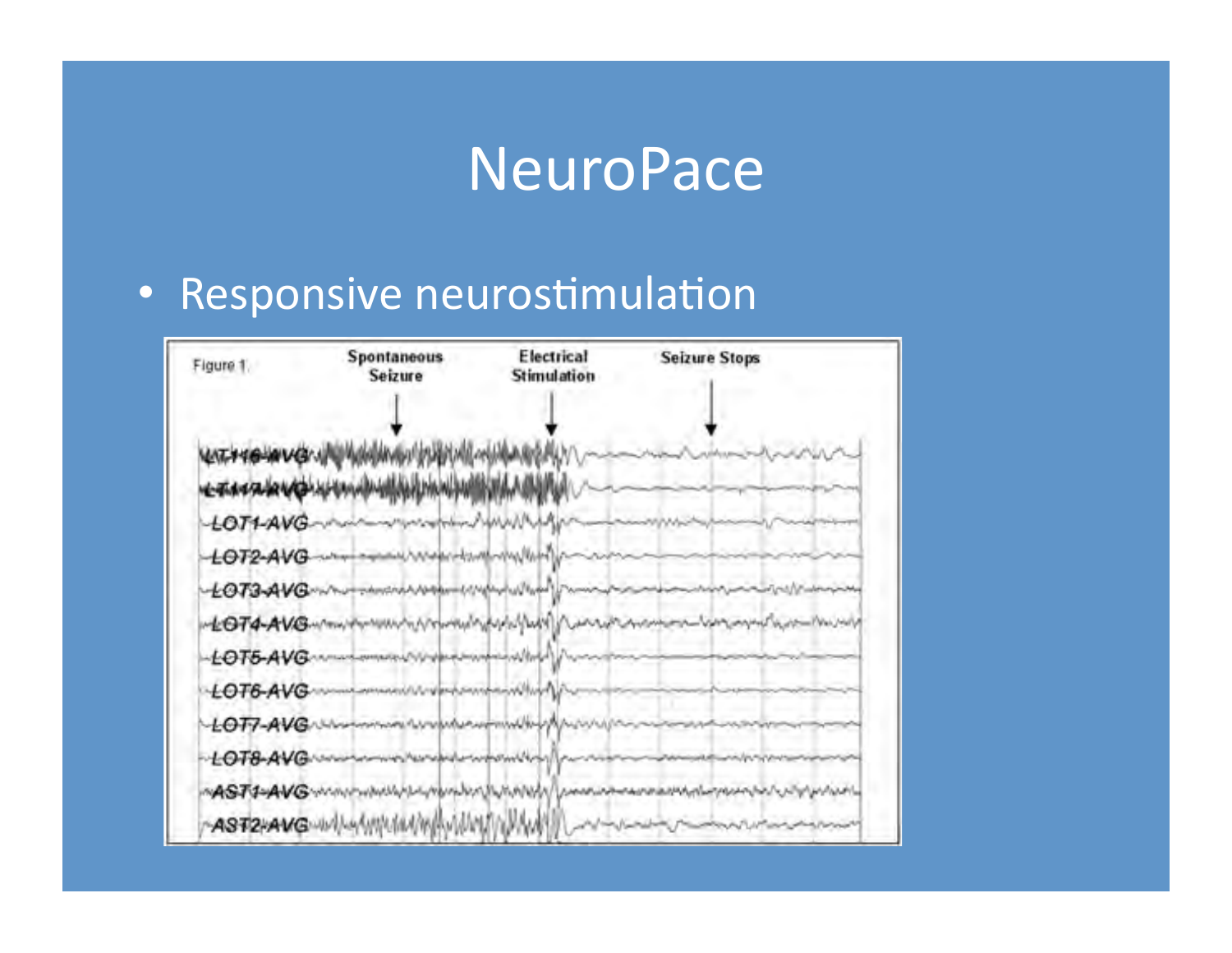# NeuroPace

- Responsive neurostimulation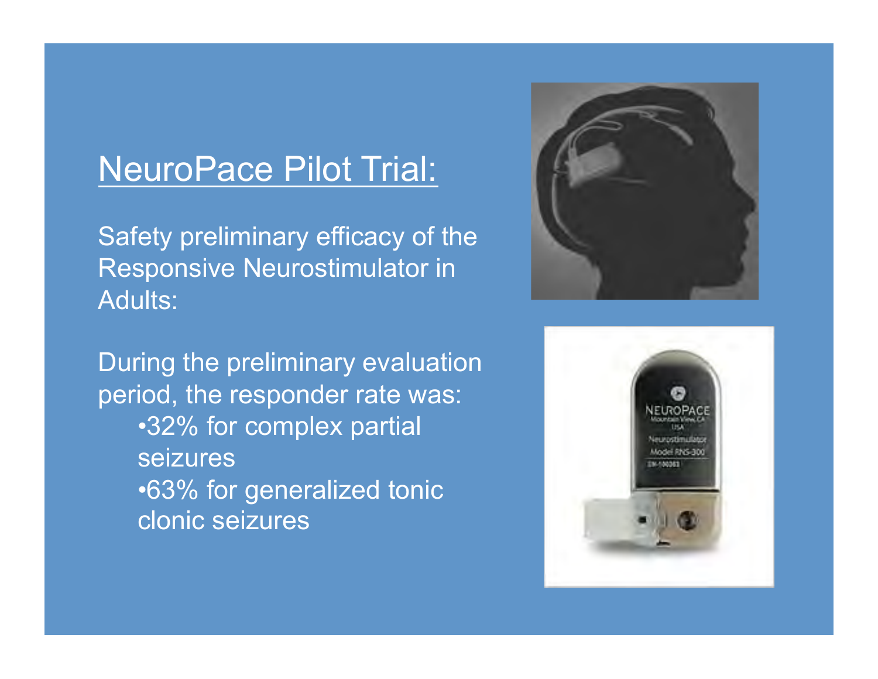## NeuroPace Pilot Trial:

Safety preliminary efficacy of the Responsive Neurostimulator in Adults:

During the preliminary evaluation period, the responder rate was:

- 32% for complex partial seizures
- 63% for generalized tonic clonic seizures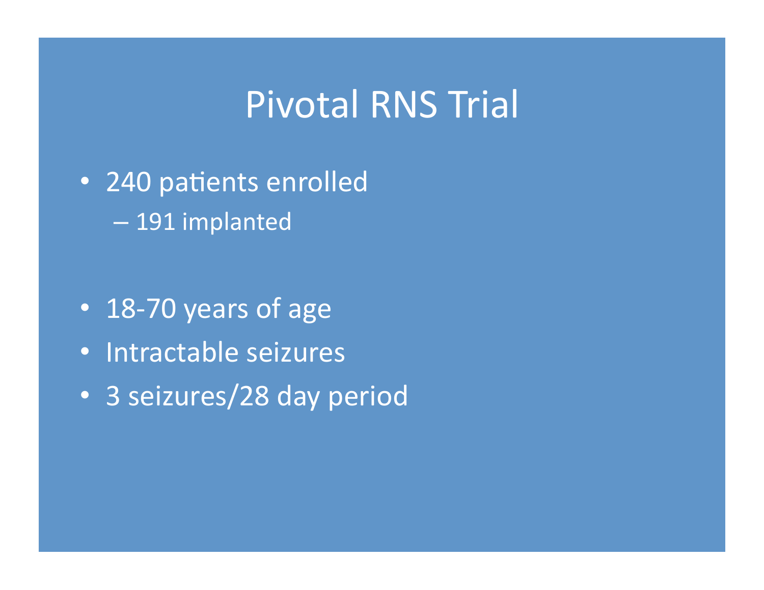# Pivotal RNS Trial

- 240 patients enrolled
  - 191 implanted

- 18-70 years of age
- Intractable seizures
- 3 seizures/28 day period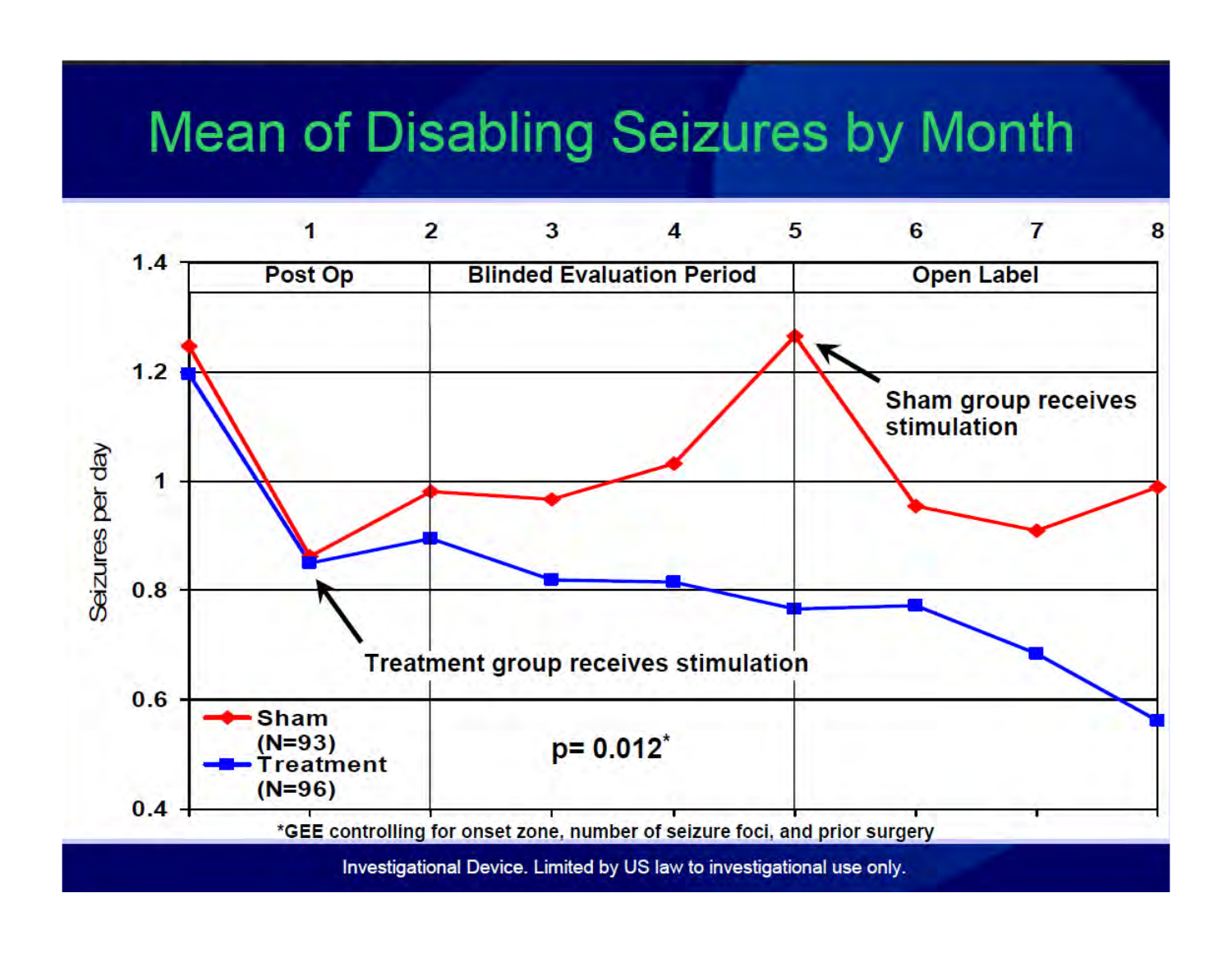# Mean of Disabling Seizures by Month

| Month | 1 | 2 | 3 | 4 | 5 | 6 | 7 | 8 |
|---|---|---|---|---|---|---|---|---|
| Period | Post Op | Blinded Evaluation Period | | | Open Label | | | |

Seizures per day

- Sham (N=93)
- Treatment (N=96)

Treatment group receives stimulation

Sham group receives stimulation

p= 0.012*

*GEE controlling for onset zone, number of seizure foci, and prior surgery

Investigational Device. Limited by US law to investigational use only.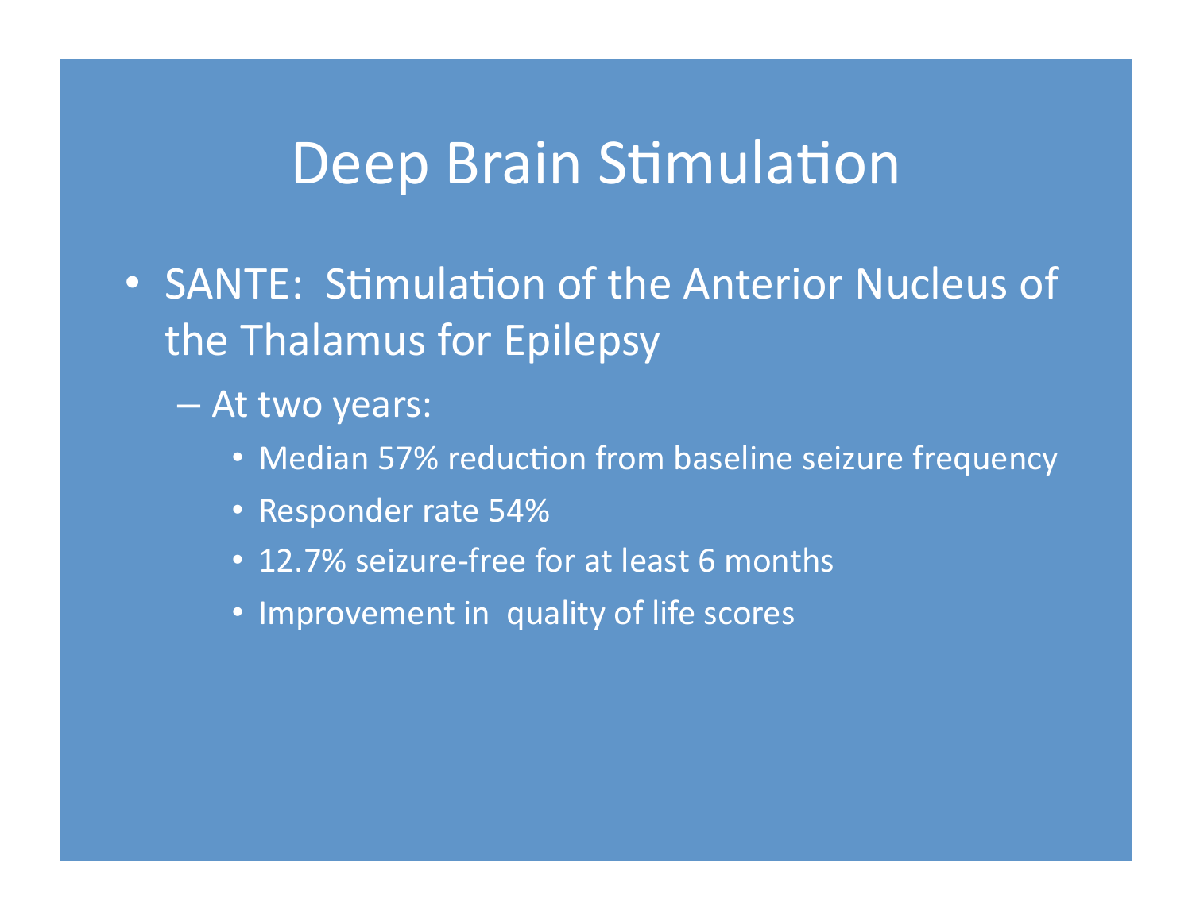# Deep Brain Stimulation

- SANTE: Stimulation of the Anterior Nucleus of the Thalamus for Epilepsy
  - At two years:
    - Median 57% reduction from baseline seizure frequency
    - Responder rate 54%
    - 12.7% seizure-free for at least 6 months
    - Improvement in quality of life scores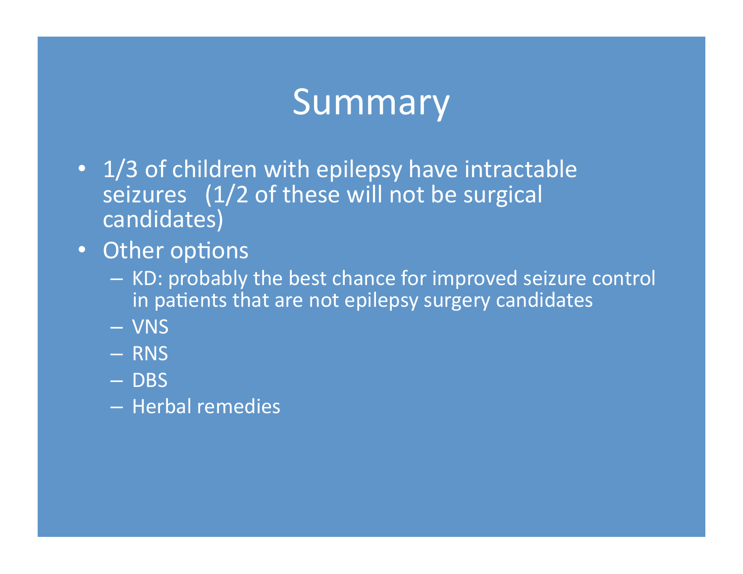# Summary

- 1/3 of children with epilepsy have intractable seizures (1/2 of these will not be surgical candidates)
- Other options
  - KD: probably the best chance for improved seizure control in patients that are not epilepsy surgery candidates
  - VNS
  - RNS
  - DBS
  - Herbal remedies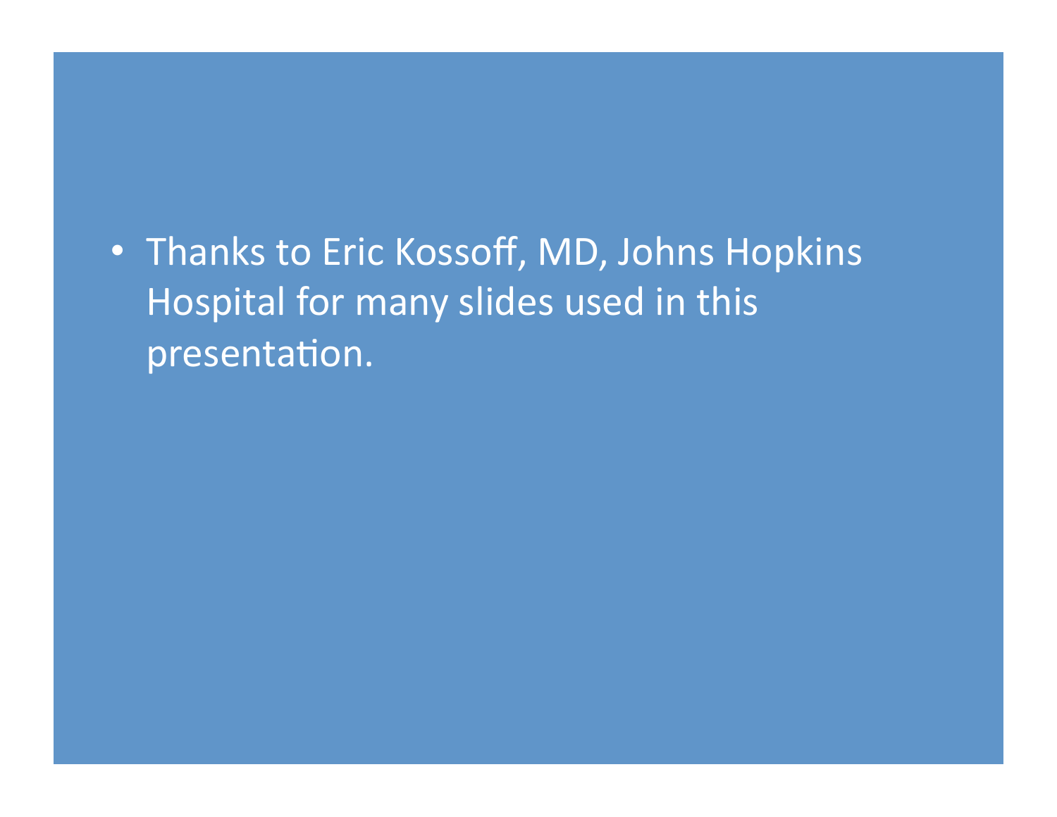- Thanks to Eric Kossoff, MD, Johns Hopkins Hospital for many slides used in this presentation.